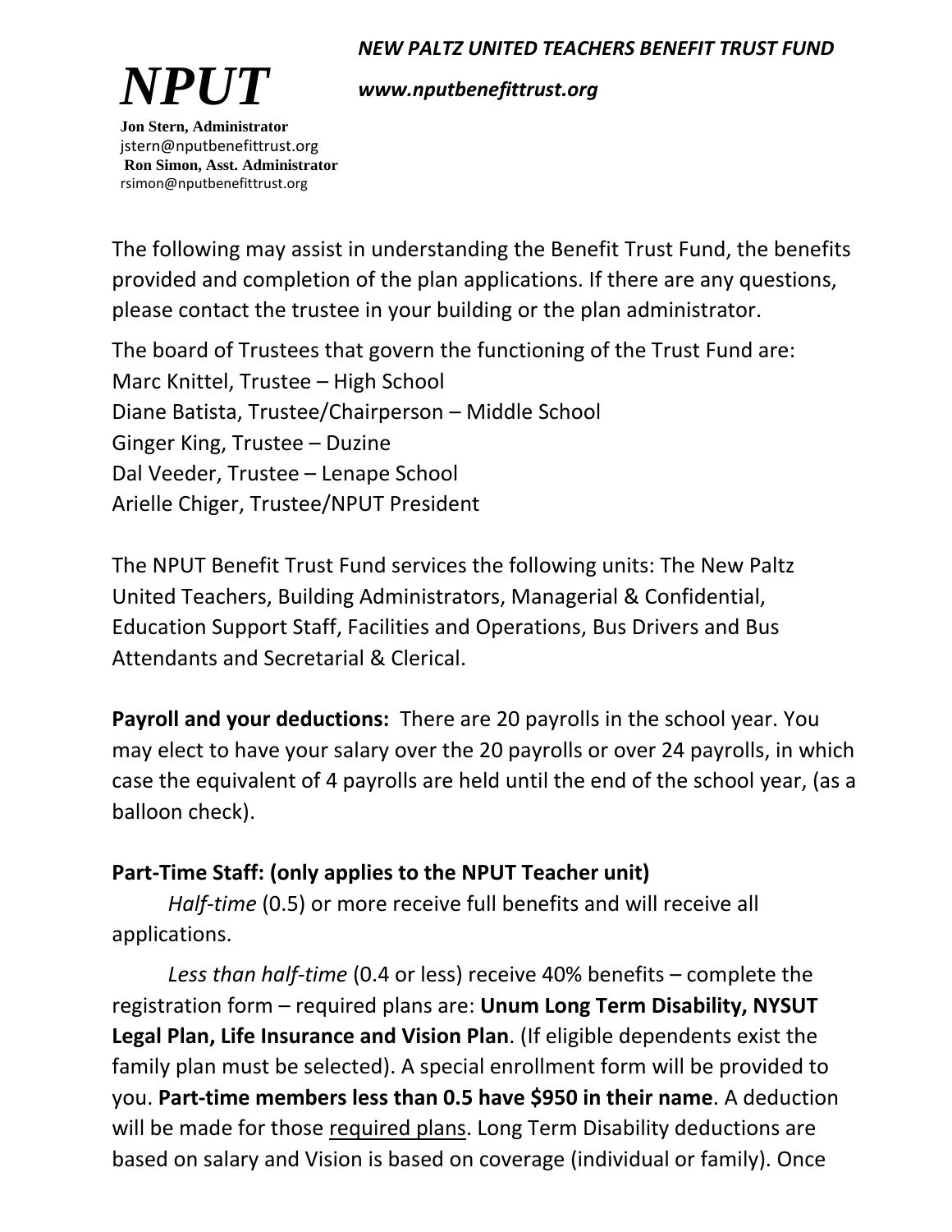# NPUT

***NEW PALTZ UNITED TEACHERS BENEFIT TRUST FUND***

***www.nputbenefittrust.org***

**Jon Stern, Administrator**
jstern@nputbenefittrust.org
**Ron Simon, Asst. Administrator**
rsimon@nputbenefittrust.org

The following may assist in understanding the Benefit Trust Fund, the benefits provided and completion of the plan applications. If there are any questions, please contact the trustee in your building or the plan administrator.

The board of Trustees that govern the functioning of the Trust Fund are:
Marc Knittel, Trustee – High School
Diane Batista, Trustee/Chairperson – Middle School
Ginger King, Trustee – Duzine
Dal Veeder, Trustee – Lenape School
Arielle Chiger, Trustee/NPUT President

The NPUT Benefit Trust Fund services the following units: The New Paltz United Teachers, Building Administrators, Managerial & Confidential, Education Support Staff, Facilities and Operations, Bus Drivers and Bus Attendants and Secretarial & Clerical.

**Payroll and your deductions:** There are 20 payrolls in the school year. You may elect to have your salary over the 20 payrolls or over 24 payrolls, in which case the equivalent of 4 payrolls are held until the end of the school year, (as a balloon check).

**Part-Time Staff: (only applies to the NPUT Teacher unit)**

*Half-time* (0.5) or more receive full benefits and will receive all applications.

*Less than half-time* (0.4 or less) receive 40% benefits – complete the registration form – required plans are: **Unum Long Term Disability, NYSUT Legal Plan, Life Insurance and Vision Plan**. (If eligible dependents exist the family plan must be selected). A special enrollment form will be provided to you. **Part-time members less than 0.5 have $950 in their name**. A deduction will be made for those required plans. Long Term Disability deductions are based on salary and Vision is based on coverage (individual or family). Once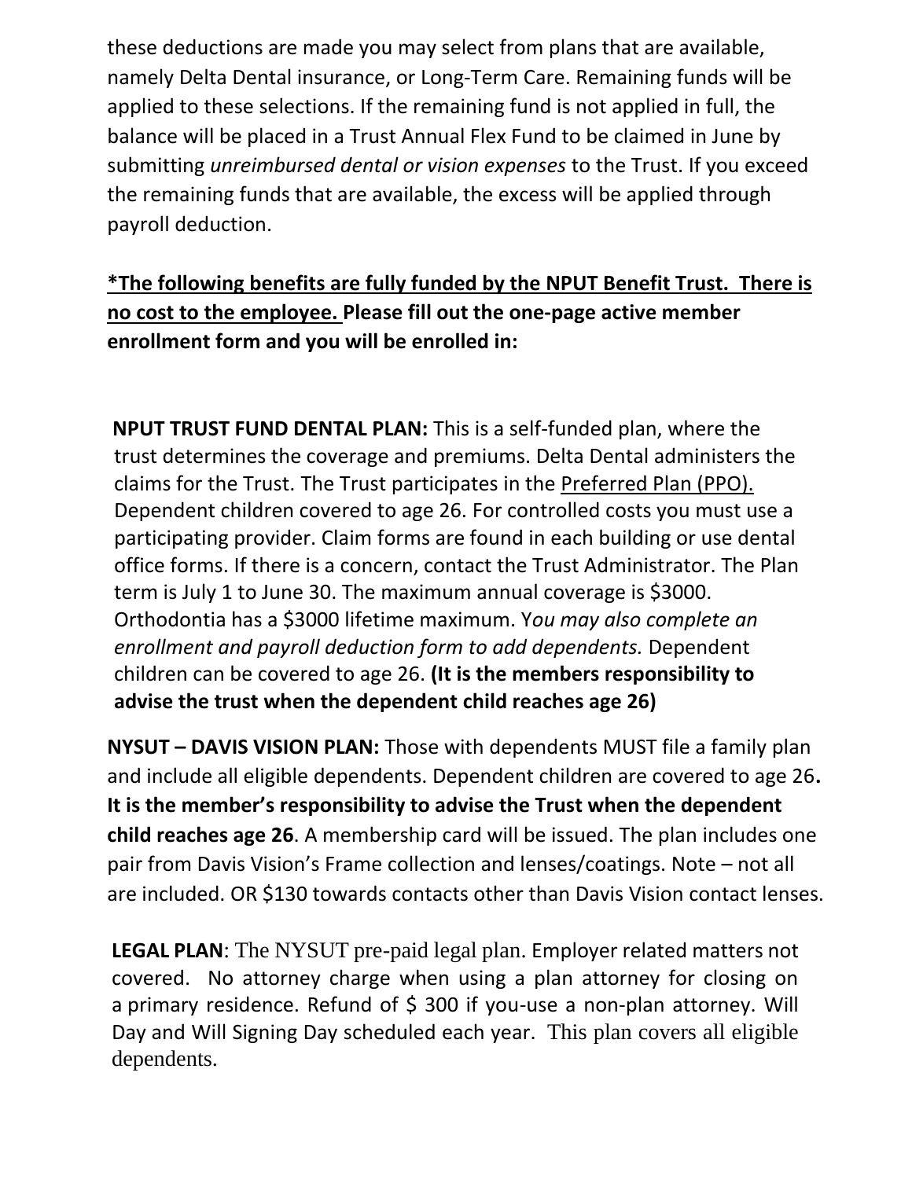these deductions are made you may select from plans that are available, namely Delta Dental insurance, or Long-Term Care. Remaining funds will be applied to these selections. If the remaining fund is not applied in full, the balance will be placed in a Trust Annual Flex Fund to be claimed in June by submitting *unreimbursed dental or vision expenses* to the Trust. If you exceed the remaining funds that are available, the excess will be applied through payroll deduction.

**<u>*The following benefits are fully funded by the NPUT Benefit Trust. There is no cost to the employee.</u> Please fill out the one-page active member enrollment form and you will be enrolled in:**

**NPUT TRUST FUND DENTAL PLAN:** This is a self-funded plan, where the trust determines the coverage and premiums. Delta Dental administers the claims for the Trust. The Trust participates in the <u>Preferred Plan (PPO).</u> Dependent children covered to age 26. For controlled costs you must use a participating provider. Claim forms are found in each building or use dental office forms. If there is a concern, contact the Trust Administrator. The Plan term is July 1 to June 30. The maximum annual coverage is $3000. Orthodontia has a $3000 lifetime maximum. Y*ou may also complete an enrollment and payroll deduction form to add dependents.* Dependent children can be covered to age 26. **(It is the members responsibility to advise the trust when the dependent child reaches age 26)**

**NYSUT – DAVIS VISION PLAN:** Those with dependents MUST file a family plan and include all eligible dependents. Dependent children are covered to age 26**. It is the member's responsibility to advise the Trust when the dependent child reaches age 26**. A membership card will be issued. The plan includes one pair from Davis Vision's Frame collection and lenses/coatings. Note – not all are included. OR $130 towards contacts other than Davis Vision contact lenses.

**LEGAL PLAN**: The NYSUT pre-paid legal plan. Employer related matters not covered. No attorney charge when using a plan attorney for closing on a primary residence. Refund of $ 300 if you-use a non-plan attorney. Will Day and Will Signing Day scheduled each year. This plan covers all eligible dependents.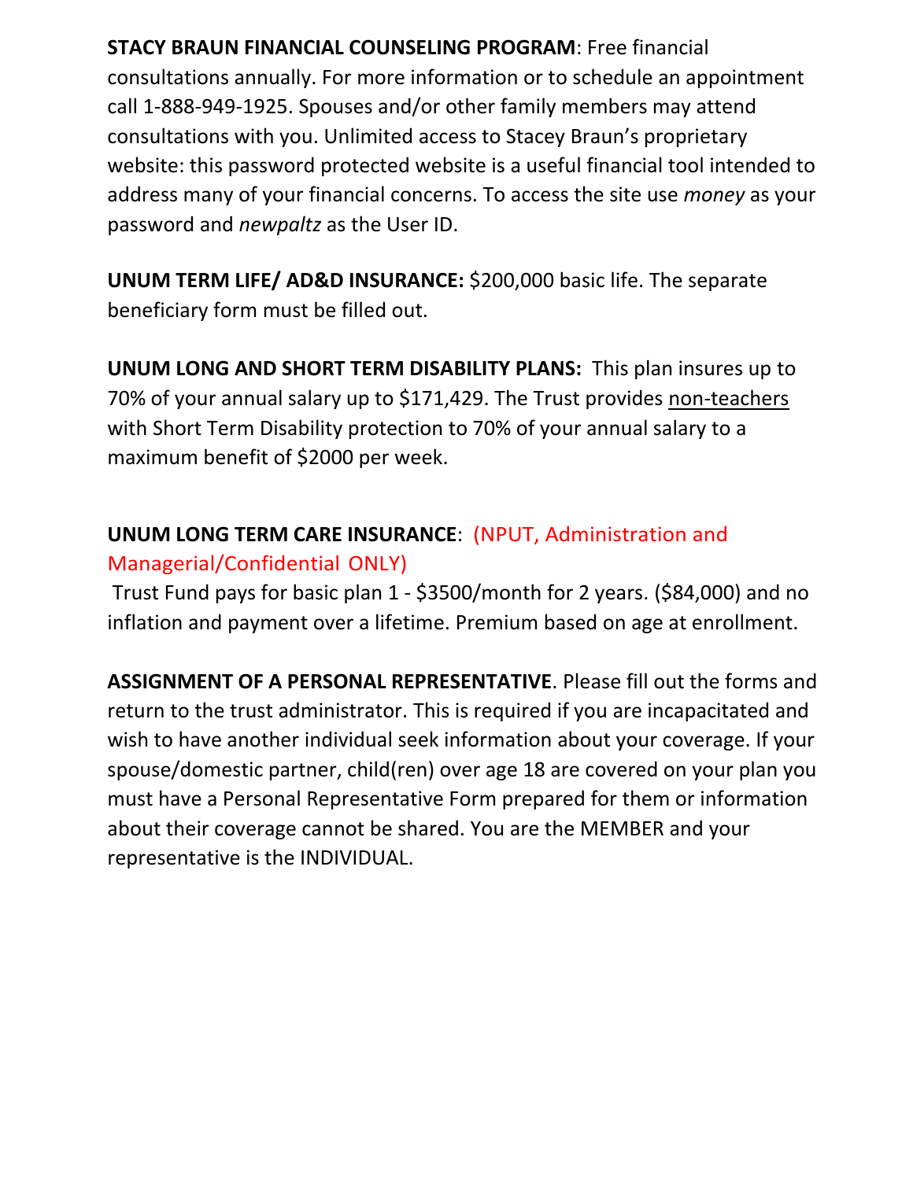**STACY BRAUN FINANCIAL COUNSELING PROGRAM**: Free financial consultations annually. For more information or to schedule an appointment call 1-888-949-1925. Spouses and/or other family members may attend consultations with you. Unlimited access to Stacey Braun's proprietary website: this password protected website is a useful financial tool intended to address many of your financial concerns. To access the site use *money* as your password and *newpaltz* as the User ID.

**UNUM TERM LIFE/ AD&D INSURANCE:** $200,000 basic life. The separate beneficiary form must be filled out.

**UNUM LONG AND SHORT TERM DISABILITY PLANS:** This plan insures up to 70% of your annual salary up to $171,429. The Trust provides non-teachers with Short Term Disability protection to 70% of your annual salary to a maximum benefit of $2000 per week.

**UNUM LONG TERM CARE INSURANCE**: (NPUT, Administration and Managerial/Confidential ONLY)

Trust Fund pays for basic plan 1 - $3500/month for 2 years. ($84,000) and no inflation and payment over a lifetime. Premium based on age at enrollment.

**ASSIGNMENT OF A PERSONAL REPRESENTATIVE**. Please fill out the forms and return to the trust administrator. This is required if you are incapacitated and wish to have another individual seek information about your coverage. If your spouse/domestic partner, child(ren) over age 18 are covered on your plan you must have a Personal Representative Form prepared for them or information about their coverage cannot be shared. You are the MEMBER and your representative is the INDIVIDUAL.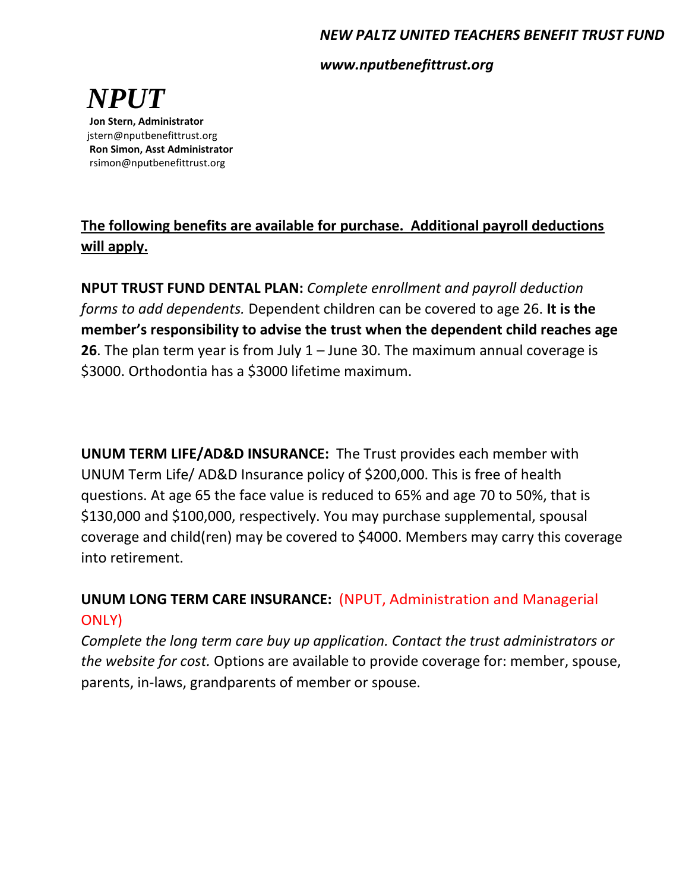*NEW PALTZ UNITED TEACHERS BENEFIT TRUST FUND*

***www.nputbenefittrust.org***

# *NPUT*

**Jon Stern, Administrator**
jstern@nputbenefittrust.org
**Ron Simon, Asst Administrator**
rsimon@nputbenefittrust.org

**The following benefits are available for purchase. Additional payroll deductions will apply.**

**NPUT TRUST FUND DENTAL PLAN:** *Complete enrollment and payroll deduction forms to add dependents.* Dependent children can be covered to age 26. **It is the member's responsibility to advise the trust when the dependent child reaches age 26**. The plan term year is from July 1 – June 30. The maximum annual coverage is $3000. Orthodontia has a $3000 lifetime maximum.

**UNUM TERM LIFE/AD&D INSURANCE:** The Trust provides each member with UNUM Term Life/ AD&D Insurance policy of $200,000. This is free of health questions. At age 65 the face value is reduced to 65% and age 70 to 50%, that is $130,000 and $100,000, respectively. You may purchase supplemental, spousal coverage and child(ren) may be covered to $4000. Members may carry this coverage into retirement.

**UNUM LONG TERM CARE INSURANCE:** (NPUT, Administration and Managerial ONLY)

*Complete the long term care buy up application. Contact the trust administrators or the website for cost.* Options are available to provide coverage for: member, spouse, parents, in-laws, grandparents of member or spouse.